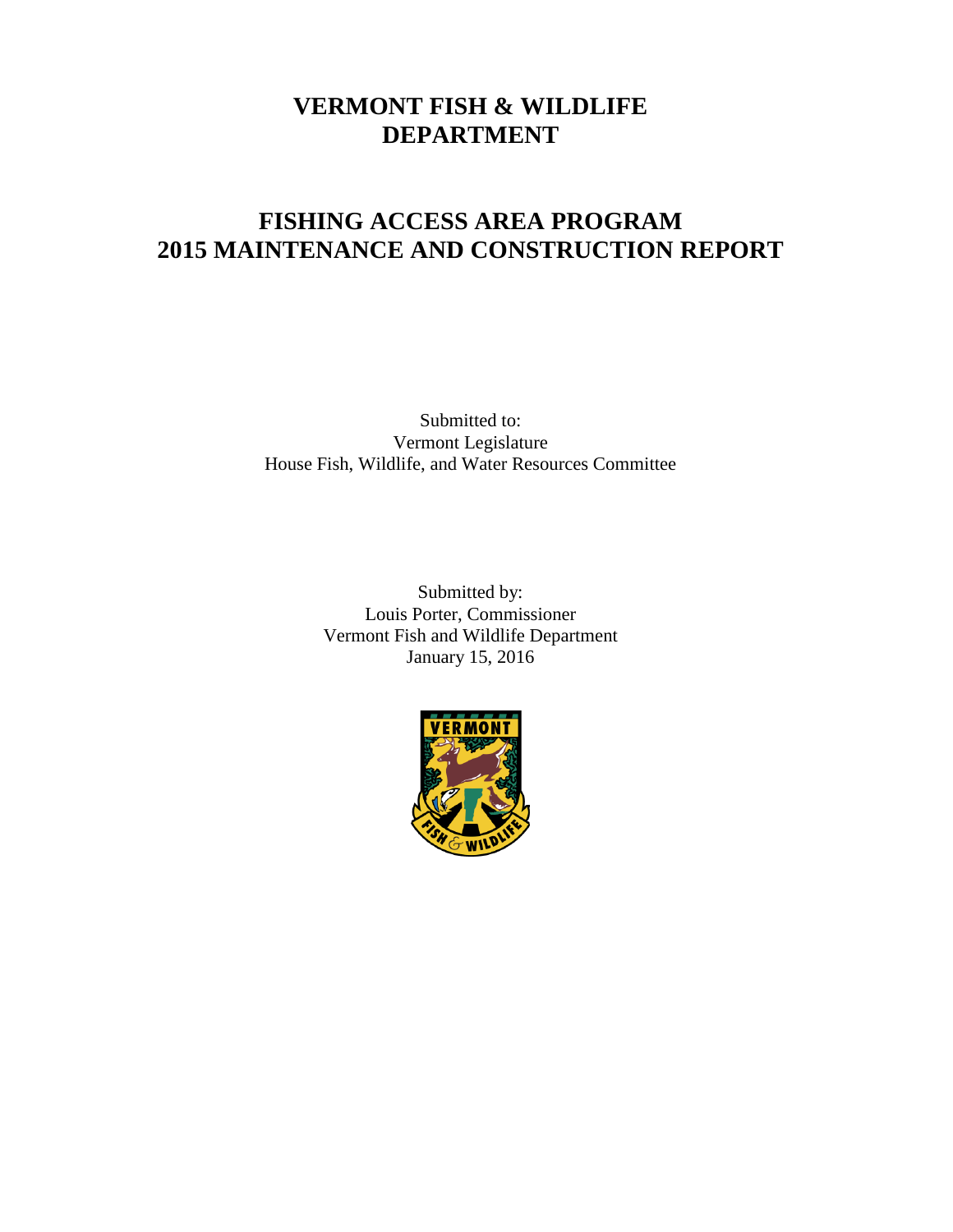# VERMONT FISH & WILDLIFE DEPARTMENT

# FISHING ACCESS AREA PROGRAM 2015 MAINTENANCE AND CONSTRUCTION REPORT

Submitted to:
Vermont Legislature
House Fish, Wildlife, and Water Resources Committee

Submitted by:
Louis Porter, Commissioner
Vermont Fish and Wildlife Department
January 15, 2016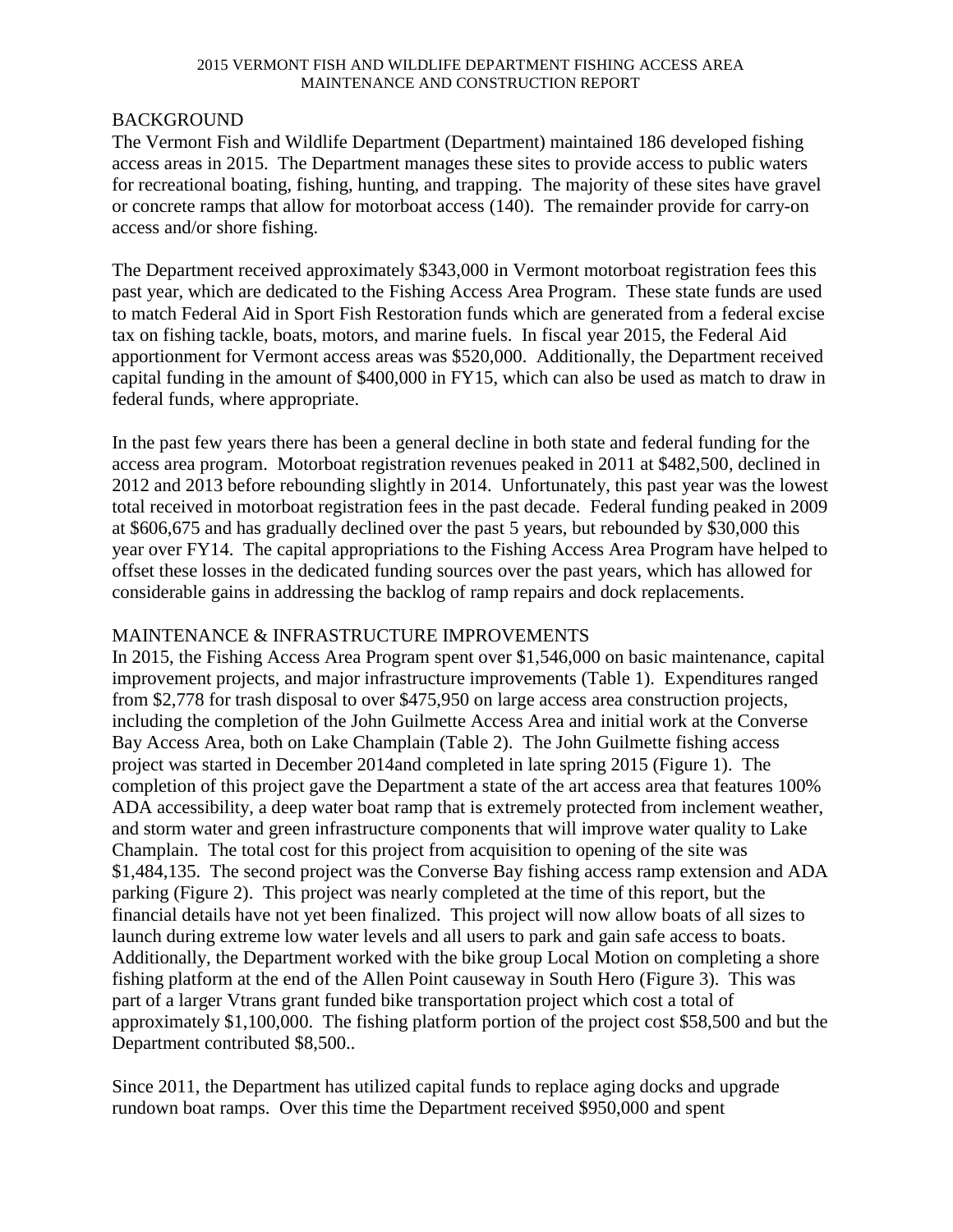2015 VERMONT FISH AND WILDLIFE DEPARTMENT FISHING ACCESS AREA MAINTENANCE AND CONSTRUCTION REPORT

## BACKGROUND

The Vermont Fish and Wildlife Department (Department) maintained 186 developed fishing access areas in 2015. The Department manages these sites to provide access to public waters for recreational boating, fishing, hunting, and trapping. The majority of these sites have gravel or concrete ramps that allow for motorboat access (140). The remainder provide for carry-on access and/or shore fishing.

The Department received approximately $343,000 in Vermont motorboat registration fees this past year, which are dedicated to the Fishing Access Area Program. These state funds are used to match Federal Aid in Sport Fish Restoration funds which are generated from a federal excise tax on fishing tackle, boats, motors, and marine fuels. In fiscal year 2015, the Federal Aid apportionment for Vermont access areas was $520,000. Additionally, the Department received capital funding in the amount of $400,000 in FY15, which can also be used as match to draw in federal funds, where appropriate.

In the past few years there has been a general decline in both state and federal funding for the access area program. Motorboat registration revenues peaked in 2011 at $482,500, declined in 2012 and 2013 before rebounding slightly in 2014. Unfortunately, this past year was the lowest total received in motorboat registration fees in the past decade. Federal funding peaked in 2009 at $606,675 and has gradually declined over the past 5 years, but rebounded by $30,000 this year over FY14. The capital appropriations to the Fishing Access Area Program have helped to offset these losses in the dedicated funding sources over the past years, which has allowed for considerable gains in addressing the backlog of ramp repairs and dock replacements.

## MAINTENANCE & INFRASTRUCTURE IMPROVEMENTS

In 2015, the Fishing Access Area Program spent over $1,546,000 on basic maintenance, capital improvement projects, and major infrastructure improvements (Table 1). Expenditures ranged from $2,778 for trash disposal to over $475,950 on large access area construction projects, including the completion of the John Guilmette Access Area and initial work at the Converse Bay Access Area, both on Lake Champlain (Table 2). The John Guilmette fishing access project was started in December 2014and completed in late spring 2015 (Figure 1). The completion of this project gave the Department a state of the art access area that features 100% ADA accessibility, a deep water boat ramp that is extremely protected from inclement weather, and storm water and green infrastructure components that will improve water quality to Lake Champlain. The total cost for this project from acquisition to opening of the site was $1,484,135. The second project was the Converse Bay fishing access ramp extension and ADA parking (Figure 2). This project was nearly completed at the time of this report, but the financial details have not yet been finalized. This project will now allow boats of all sizes to launch during extreme low water levels and all users to park and gain safe access to boats. Additionally, the Department worked with the bike group Local Motion on completing a shore fishing platform at the end of the Allen Point causeway in South Hero (Figure 3). This was part of a larger Vtrans grant funded bike transportation project which cost a total of approximately $1,100,000. The fishing platform portion of the project cost $58,500 and but the Department contributed $8,500..

Since 2011, the Department has utilized capital funds to replace aging docks and upgrade rundown boat ramps. Over this time the Department received $950,000 and spent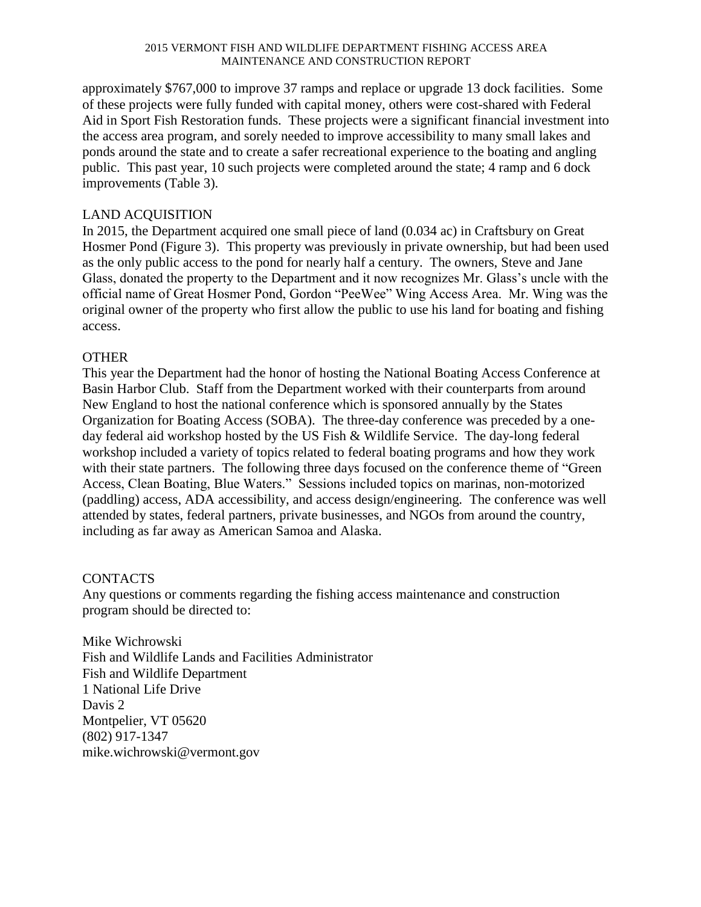approximately $767,000 to improve 37 ramps and replace or upgrade 13 dock facilities. Some of these projects were fully funded with capital money, others were cost-shared with Federal Aid in Sport Fish Restoration funds. These projects were a significant financial investment into the access area program, and sorely needed to improve accessibility to many small lakes and ponds around the state and to create a safer recreational experience to the boating and angling public. This past year, 10 such projects were completed around the state; 4 ramp and 6 dock improvements (Table 3).

## LAND ACQUISITION

In 2015, the Department acquired one small piece of land (0.034 ac) in Craftsbury on Great Hosmer Pond (Figure 3). This property was previously in private ownership, but had been used as the only public access to the pond for nearly half a century. The owners, Steve and Jane Glass, donated the property to the Department and it now recognizes Mr. Glass's uncle with the official name of Great Hosmer Pond, Gordon "PeeWee" Wing Access Area. Mr. Wing was the original owner of the property who first allow the public to use his land for boating and fishing access.

## OTHER

This year the Department had the honor of hosting the National Boating Access Conference at Basin Harbor Club. Staff from the Department worked with their counterparts from around New England to host the national conference which is sponsored annually by the States Organization for Boating Access (SOBA). The three-day conference was preceded by a one-day federal aid workshop hosted by the US Fish & Wildlife Service. The day-long federal workshop included a variety of topics related to federal boating programs and how they work with their state partners. The following three days focused on the conference theme of "Green Access, Clean Boating, Blue Waters." Sessions included topics on marinas, non-motorized (paddling) access, ADA accessibility, and access design/engineering. The conference was well attended by states, federal partners, private businesses, and NGOs from around the country, including as far away as American Samoa and Alaska.

## CONTACTS

Any questions or comments regarding the fishing access maintenance and construction program should be directed to:

Mike Wichrowski
Fish and Wildlife Lands and Facilities Administrator
Fish and Wildlife Department
1 National Life Drive
Davis 2
Montpelier, VT 05620
(802) 917-1347
mike.wichrowski@vermont.gov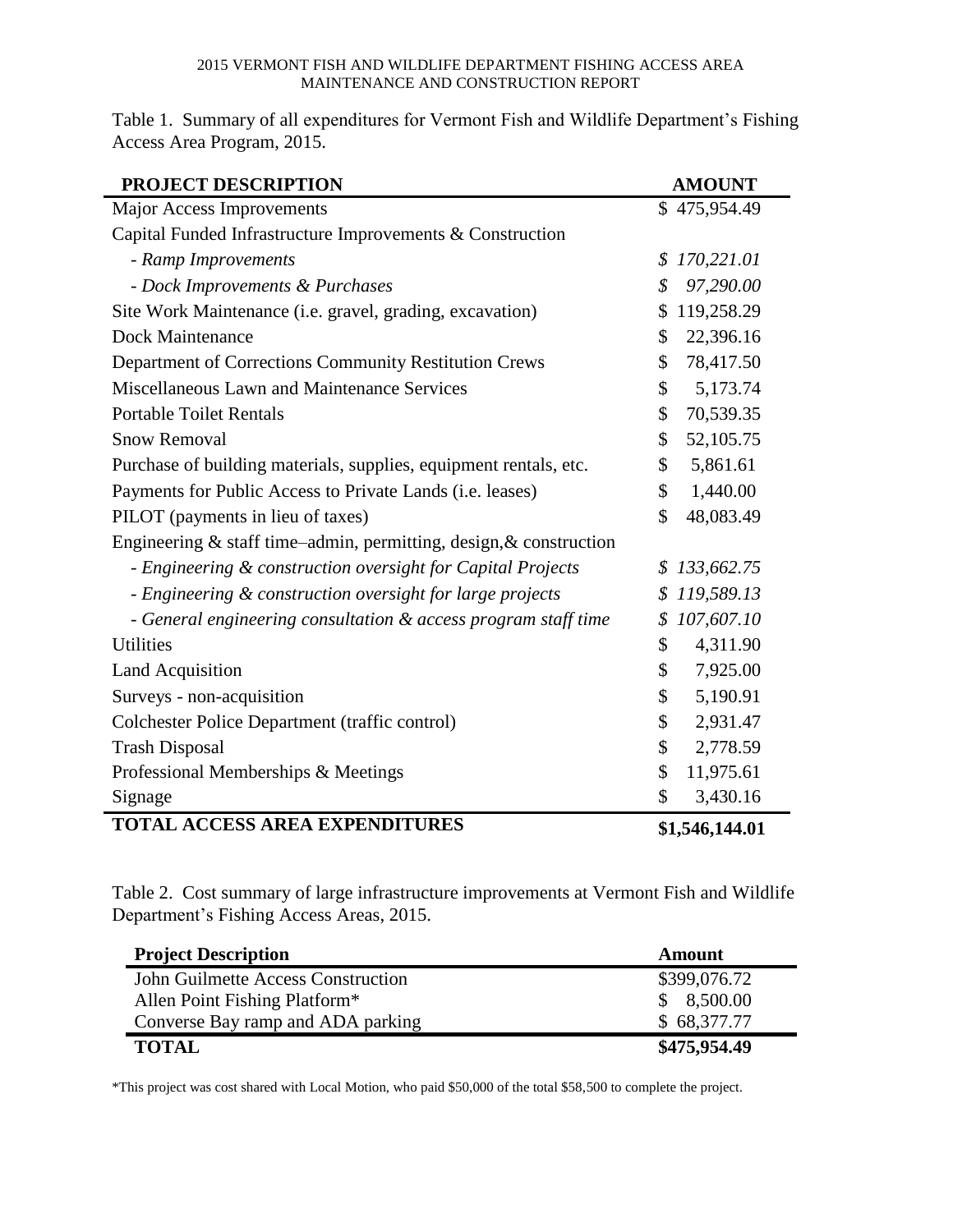Table 1. Summary of all expenditures for Vermont Fish and Wildlife Department's Fishing Access Area Program, 2015.

| PROJECT DESCRIPTION | AMOUNT |
|---|---|
| Major Access Improvements | $ 475,954.49 |
| Capital Funded Infrastructure Improvements & Construction | |
| *- Ramp Improvements* | *$ 170,221.01* |
| *- Dock Improvements & Purchases* | *$ 97,290.00* |
| Site Work Maintenance (i.e. gravel, grading, excavation) | $ 119,258.29 |
| Dock Maintenance | $ 22,396.16 |
| Department of Corrections Community Restitution Crews | $ 78,417.50 |
| Miscellaneous Lawn and Maintenance Services | $ 5,173.74 |
| Portable Toilet Rentals | $ 70,539.35 |
| Snow Removal | $ 52,105.75 |
| Purchase of building materials, supplies, equipment rentals, etc. | $ 5,861.61 |
| Payments for Public Access to Private Lands (i.e. leases) | $ 1,440.00 |
| PILOT (payments in lieu of taxes) | $ 48,083.49 |
| Engineering & staff time–admin, permitting, design,& construction | |
| *- Engineering & construction oversight for Capital Projects* | *$ 133,662.75* |
| *- Engineering & construction oversight for large projects* | *$ 119,589.13* |
| *- General engineering consultation & access program staff time* | *$ 107,607.10* |
| Utilities | $ 4,311.90 |
| Land Acquisition | $ 7,925.00 |
| Surveys - non-acquisition | $ 5,190.91 |
| Colchester Police Department (traffic control) | $ 2,931.47 |
| Trash Disposal | $ 2,778.59 |
| Professional Memberships & Meetings | $ 11,975.61 |
| Signage | $ 3,430.16 |
| **TOTAL ACCESS AREA EXPENDITURES** | **$1,546,144.01** |

Table 2. Cost summary of large infrastructure improvements at Vermont Fish and Wildlife Department's Fishing Access Areas, 2015.

| Project Description | Amount |
|---|---|
| John Guilmette Access Construction | $399,076.72 |
| Allen Point Fishing Platform* | $ 8,500.00 |
| Converse Bay ramp and ADA parking | $ 68,377.77 |
| **TOTAL** | **$475,954.49** |

*This project was cost shared with Local Motion, who paid $50,000 of the total $58,500 to complete the project.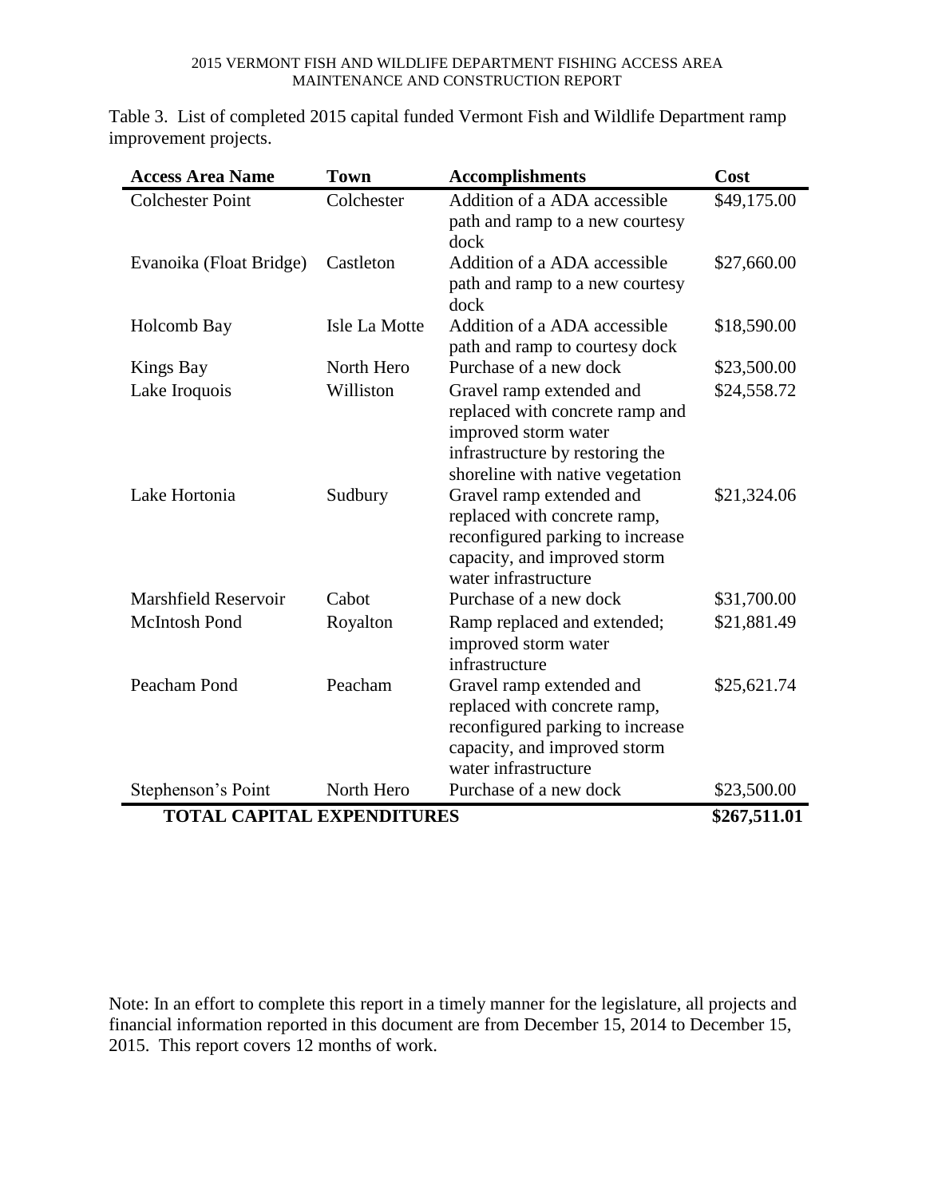Table 3. List of completed 2015 capital funded Vermont Fish and Wildlife Department ramp improvement projects.

| Access Area Name | Town | Accomplishments | Cost |
|---|---|---|---|
| Colchester Point | Colchester | Addition of a ADA accessible path and ramp to a new courtesy dock | $49,175.00 |
| Evanoika (Float Bridge) | Castleton | Addition of a ADA accessible path and ramp to a new courtesy dock | $27,660.00 |
| Holcomb Bay | Isle La Motte | Addition of a ADA accessible path and ramp to courtesy dock | $18,590.00 |
| Kings Bay | North Hero | Purchase of a new dock | $23,500.00 |
| Lake Iroquois | Williston | Gravel ramp extended and replaced with concrete ramp and improved storm water infrastructure by restoring the shoreline with native vegetation | $24,558.72 |
| Lake Hortonia | Sudbury | Gravel ramp extended and replaced with concrete ramp, reconfigured parking to increase capacity, and improved storm water infrastructure | $21,324.06 |
| Marshfield Reservoir | Cabot | Purchase of a new dock | $31,700.00 |
| McIntosh Pond | Royalton | Ramp replaced and extended; improved storm water infrastructure | $21,881.49 |
| Peacham Pond | Peacham | Gravel ramp extended and replaced with concrete ramp, reconfigured parking to increase capacity, and improved storm water infrastructure | $25,621.74 |
| Stephenson's Point | North Hero | Purchase of a new dock | $23,500.00 |
| **TOTAL CAPITAL EXPENDITURES** | | | **$267,511.01** |

Note: In an effort to complete this report in a timely manner for the legislature, all projects and financial information reported in this document are from December 15, 2014 to December 15, 2015. This report covers 12 months of work.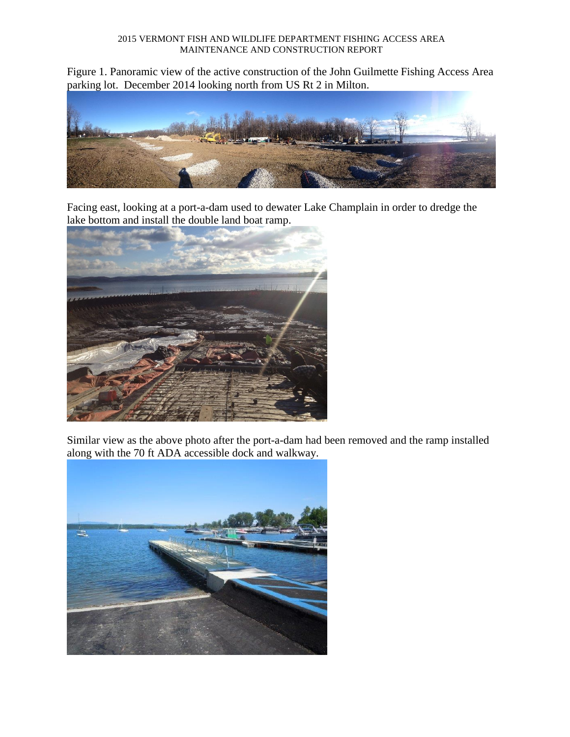Figure 1. Panoramic view of the active construction of the John Guilmette Fishing Access Area parking lot. December 2014 looking north from US Rt 2 in Milton.

Facing east, looking at a port-a-dam used to dewater Lake Champlain in order to dredge the lake bottom and install the double land boat ramp.

Similar view as the above photo after the port-a-dam had been removed and the ramp installed along with the 70 ft ADA accessible dock and walkway.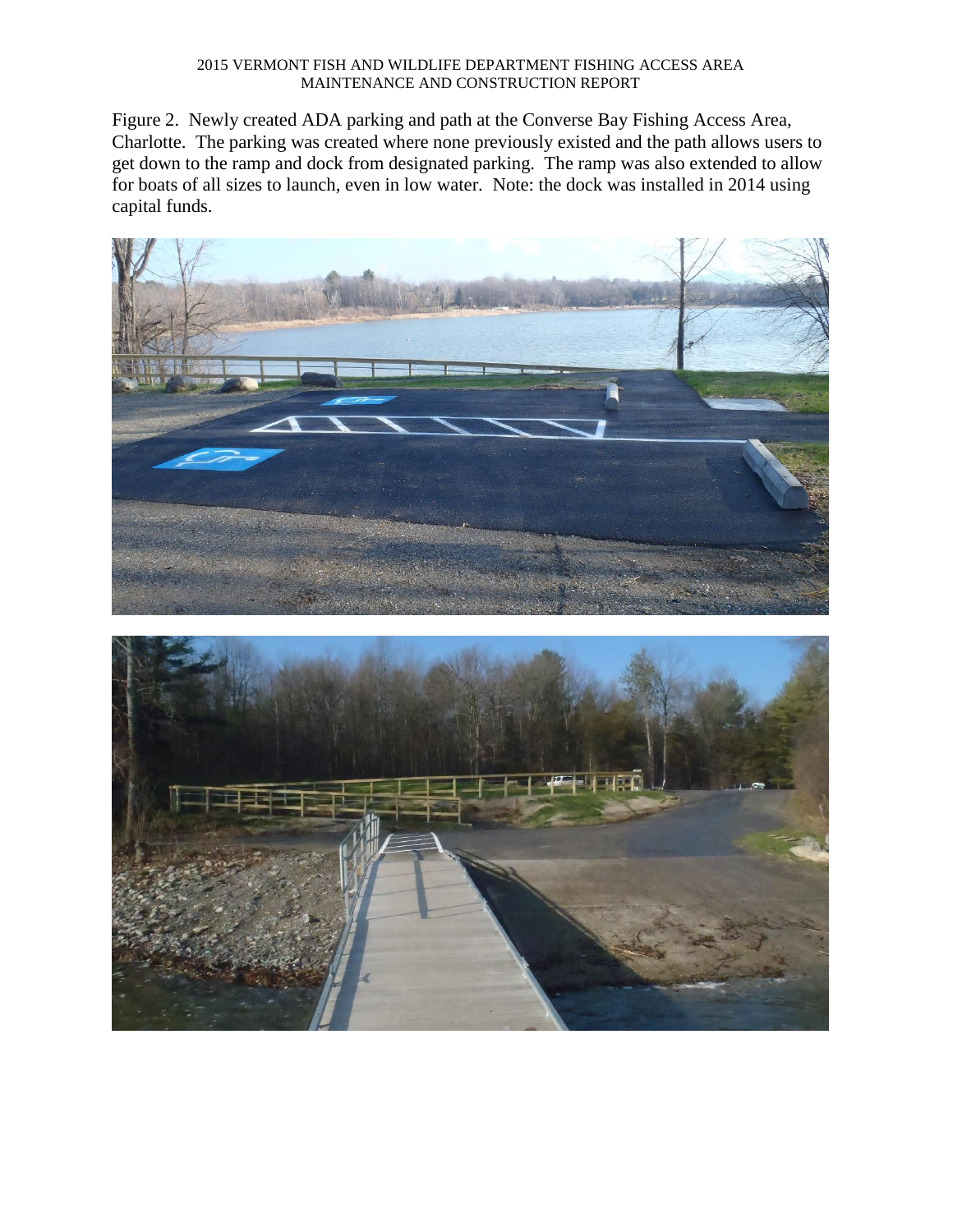Figure 2. Newly created ADA parking and path at the Converse Bay Fishing Access Area, Charlotte. The parking was created where none previously existed and the path allows users to get down to the ramp and dock from designated parking. The ramp was also extended to allow for boats of all sizes to launch, even in low water. Note: the dock was installed in 2014 using capital funds.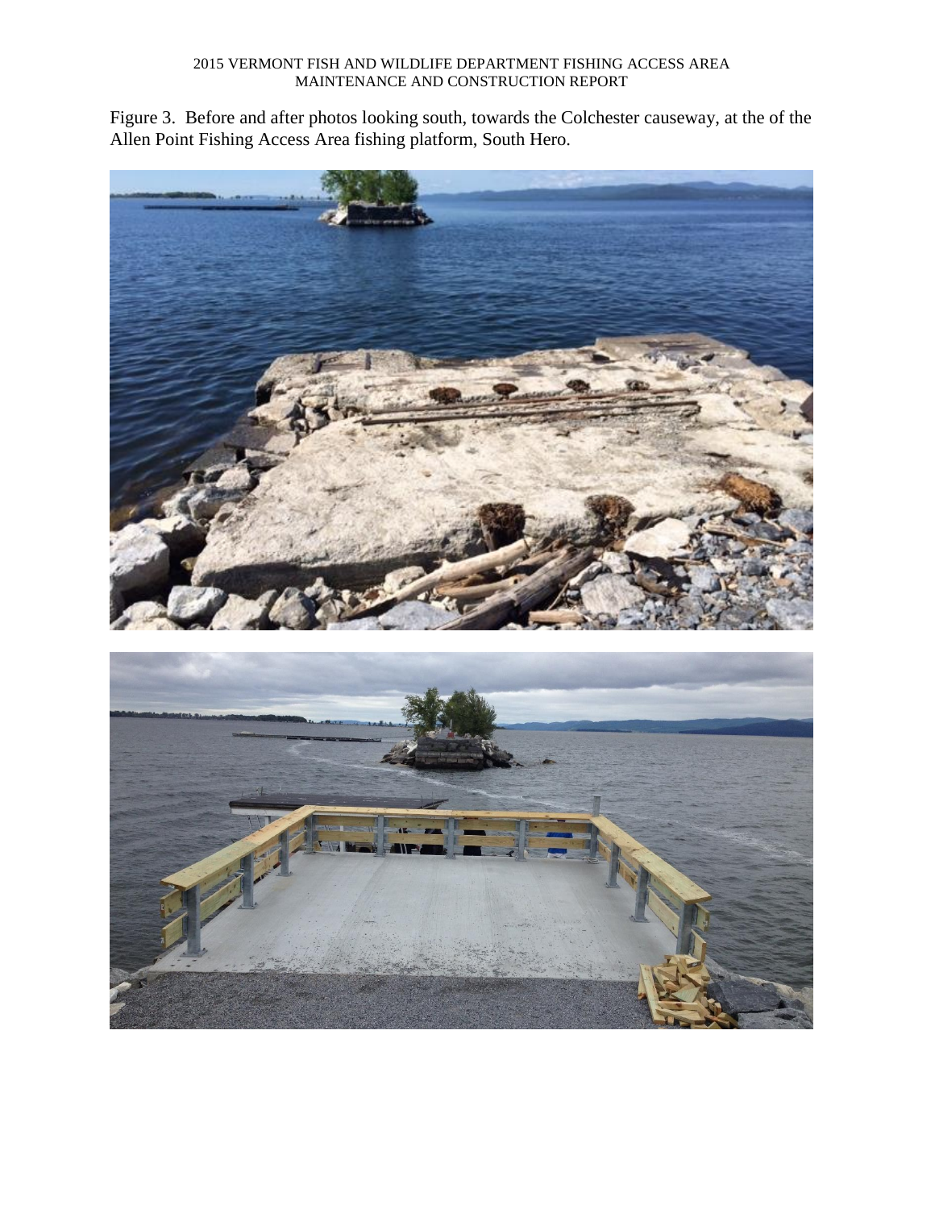Figure 3. Before and after photos looking south, towards the Colchester causeway, at the of the Allen Point Fishing Access Area fishing platform, South Hero.